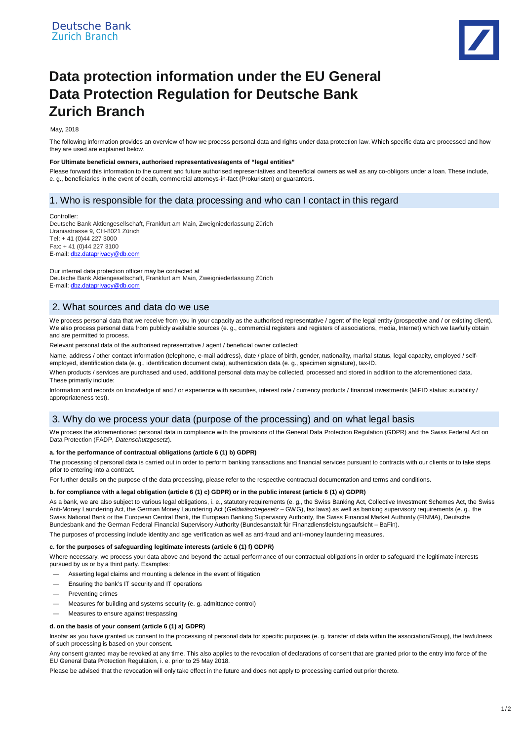Deutsche Bank
Zurich Branch

# Data protection information under the EU General Data Protection Regulation for Deutsche Bank Zurich Branch

May, 2018

The following information provides an overview of how we process personal data and rights under data protection law. Which specific data are processed and how they are used are explained below.

**For Ultimate beneficial owners, authorised representatives/agents of "legal entities"**

Please forward this information to the current and future authorised representatives and beneficial owners as well as any co-obligors under a loan. These include, e. g., beneficiaries in the event of death, commercial attorneys-in-fact (Prokuristen) or guarantors.

## 1. Who is responsible for the data processing and who can I contact in this regard

Controller:
Deutsche Bank Aktiengesellschaft, Frankfurt am Main, Zweigniederlassung Zürich
Uraniastrasse 9, CH-8021 Zürich
Tel: + 41 (0)44 227 3000
Fax: + 41 (0)44 227 3100
E-mail: dbz.dataprivacy@db.com

Our internal data protection officer may be contacted at
Deutsche Bank Aktiengesellschaft, Frankfurt am Main, Zweigniederlassung Zürich
E-mail: dbz.dataprivacy@db.com

## 2. What sources and data do we use

We process personal data that we receive from you in your capacity as the authorised representative / agent of the legal entity (prospective and / or existing client). We also process personal data from publicly available sources (e. g., commercial registers and registers of associations, media, Internet) which we lawfully obtain and are permitted to process.

Relevant personal data of the authorised representative / agent / beneficial owner collected:

Name, address / other contact information (telephone, e-mail address), date / place of birth, gender, nationality, marital status, legal capacity, employed / self-employed, identification data (e. g., identification document data), authentication data (e. g., specimen signature), tax-ID.

When products / services are purchased and used, additional personal data may be collected, processed and stored in addition to the aforementioned data. These primarily include:

Information and records on knowledge of and / or experience with securities, interest rate / currency products / financial investments (MiFID status: suitability / appropriateness test).

## 3. Why do we process your data (purpose of the processing) and on what legal basis

We process the aforementioned personal data in compliance with the provisions of the General Data Protection Regulation (GDPR) and the Swiss Federal Act on Data Protection (FADP, *Datenschutzgesetz*).

**a. for the performance of contractual obligations (article 6 (1) b) GDPR)**

The processing of personal data is carried out in order to perform banking transactions and financial services pursuant to contracts with our clients or to take steps prior to entering into a contract.

For further details on the purpose of the data processing, please refer to the respective contractual documentation and terms and conditions.

**b. for compliance with a legal obligation (article 6 (1) c) GDPR) or in the public interest (article 6 (1) e) GDPR)**

As a bank, we are also subject to various legal obligations, i. e., statutory requirements (e. g., the Swiss Banking Act, Collective Investment Schemes Act, the Swiss Anti-Money Laundering Act, the German Money Laundering Act (*Geldwäschegesetz* – GWG), tax laws) as well as banking supervisory requirements (e. g., the Swiss National Bank or the European Central Bank, the European Banking Supervisory Authority, the Swiss Financial Market Authority (FINMA), Deutsche Bundesbank and the German Federal Financial Supervisory Authority (Bundesanstalt für Finanzdienstleistungsaufsicht – BaFin).

The purposes of processing include identity and age verification as well as anti-fraud and anti-money laundering measures.

**c. for the purposes of safeguarding legitimate interests (article 6 (1) f) GDPR)**

Where necessary, we process your data above and beyond the actual performance of our contractual obligations in order to safeguard the legitimate interests pursued by us or by a third party. Examples:

- Asserting legal claims and mounting a defence in the event of litigation
- Ensuring the bank's IT security and IT operations
- Preventing crimes
- Measures for building and systems security (e. g. admittance control)
- Measures to ensure against trespassing

**d. on the basis of your consent (article 6 (1) a) GDPR)**

Insofar as you have granted us consent to the processing of personal data for specific purposes (e. g. transfer of data within the association/Group), the lawfulness of such processing is based on your consent.

Any consent granted may be revoked at any time. This also applies to the revocation of declarations of consent that are granted prior to the entry into force of the EU General Data Protection Regulation, i. e. prior to 25 May 2018.

Please be advised that the revocation will only take effect in the future and does not apply to processing carried out prior thereto.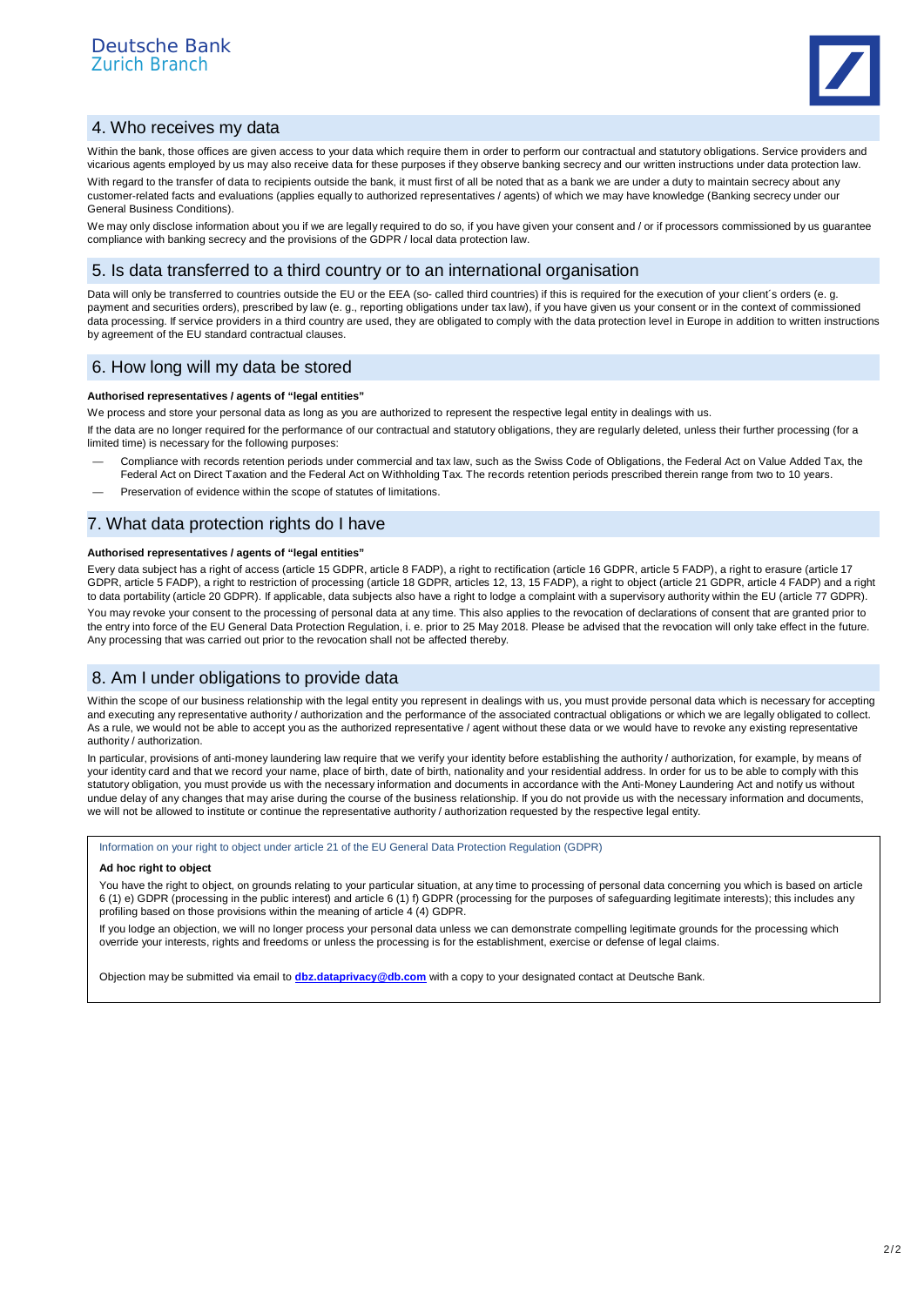## 4. Who receives my data

Within the bank, those offices are given access to your data which require them in order to perform our contractual and statutory obligations. Service providers and vicarious agents employed by us may also receive data for these purposes if they observe banking secrecy and our written instructions under data protection law.

With regard to the transfer of data to recipients outside the bank, it must first of all be noted that as a bank we are under a duty to maintain secrecy about any customer-related facts and evaluations (applies equally to authorized representatives / agents) of which we may have knowledge (Banking secrecy under our General Business Conditions).

We may only disclose information about you if we are legally required to do so, if you have given your consent and / or if processors commissioned by us guarantee compliance with banking secrecy and the provisions of the GDPR / local data protection law.

## 5. Is data transferred to a third country or to an international organisation

Data will only be transferred to countries outside the EU or the EEA (so- called third countries) if this is required for the execution of your client´s orders (e. g. payment and securities orders), prescribed by law (e. g., reporting obligations under tax law), if you have given us your consent or in the context of commissioned data processing. If service providers in a third country are used, they are obligated to comply with the data protection level in Europe in addition to written instructions by agreement of the EU standard contractual clauses.

## 6. How long will my data be stored

**Authorised representatives / agents of "legal entities"**

We process and store your personal data as long as you are authorized to represent the respective legal entity in dealings with us.

If the data are no longer required for the performance of our contractual and statutory obligations, they are regularly deleted, unless their further processing (for a limited time) is necessary for the following purposes:

- Compliance with records retention periods under commercial and tax law, such as the Swiss Code of Obligations, the Federal Act on Value Added Tax, the Federal Act on Direct Taxation and the Federal Act on Withholding Tax. The records retention periods prescribed therein range from two to 10 years.
- Preservation of evidence within the scope of statutes of limitations.

## 7. What data protection rights do I have

**Authorised representatives / agents of "legal entities"**

Every data subject has a right of access (article 15 GDPR, article 8 FADP), a right to rectification (article 16 GDPR, article 5 FADP), a right to erasure (article 17 GDPR, article 5 FADP), a right to restriction of processing (article 18 GDPR, articles 12, 13, 15 FADP), a right to object (article 21 GDPR, article 4 FADP) and a right to data portability (article 20 GDPR). If applicable, data subjects also have a right to lodge a complaint with a supervisory authority within the EU (article 77 GDPR).

You may revoke your consent to the processing of personal data at any time. This also applies to the revocation of declarations of consent that are granted prior to the entry into force of the EU General Data Protection Regulation, i. e. prior to 25 May 2018. Please be advised that the revocation will only take effect in the future. Any processing that was carried out prior to the revocation shall not be affected thereby.

## 8. Am I under obligations to provide data

Within the scope of our business relationship with the legal entity you represent in dealings with us, you must provide personal data which is necessary for accepting and executing any representative authority / authorization and the performance of the associated contractual obligations or which we are legally obligated to collect. As a rule, we would not be able to accept you as the authorized representative / agent without these data or we would have to revoke any existing representative authority / authorization.

In particular, provisions of anti-money laundering law require that we verify your identity before establishing the authority / authorization, for example, by means of your identity card and that we record your name, place of birth, date of birth, nationality and your residential address. In order for us to be able to comply with this statutory obligation, you must provide us with the necessary information and documents in accordance with the Anti-Money Laundering Act and notify us without undue delay of any changes that may arise during the course of the business relationship. If you do not provide us with the necessary information and documents, we will not be allowed to institute or continue the representative authority / authorization requested by the respective legal entity.

---

Information on your right to object under article 21 of the EU General Data Protection Regulation (GDPR)

**Ad hoc right to object**

You have the right to object, on grounds relating to your particular situation, at any time to processing of personal data concerning you which is based on article 6 (1) e) GDPR (processing in the public interest) and article 6 (1) f) GDPR (processing for the purposes of safeguarding legitimate interests); this includes any profiling based on those provisions within the meaning of article 4 (4) GDPR.

If you lodge an objection, we will no longer process your personal data unless we can demonstrate compelling legitimate grounds for the processing which override your interests, rights and freedoms or unless the processing is for the establishment, exercise or defense of legal claims.

Objection may be submitted via email to **dbz.dataprivacy@db.com** with a copy to your designated contact at Deutsche Bank.